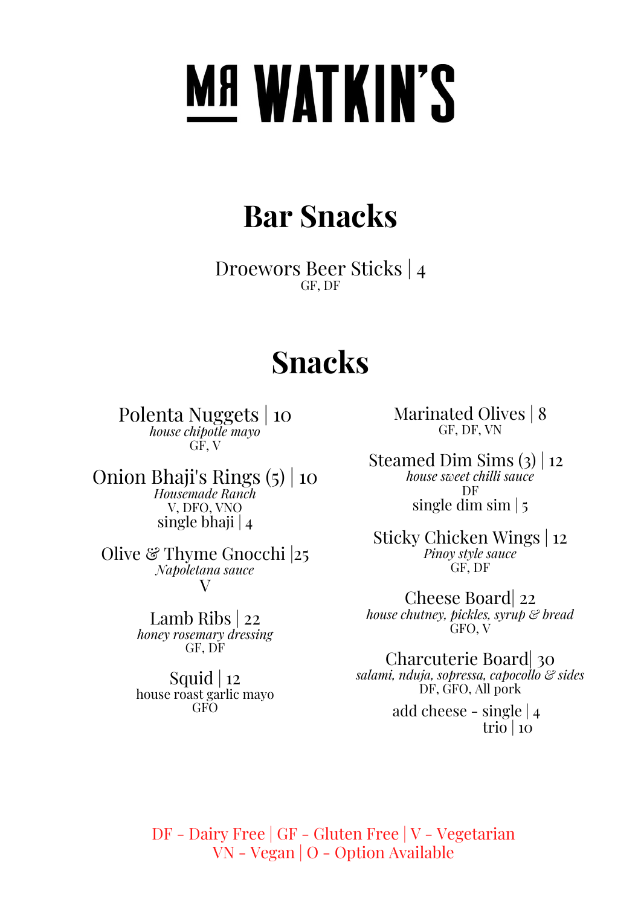# MR WATKIN'S

## Bar Snacks

Droewors Beer Sticks | 4
GF, DF

## Snacks

Polenta Nuggets | 10
*house chipotle mayo*
GF, V

Onion Bhaji's Rings (5) | 10
*Housemade Ranch*
V, DFO, VNO
single bhaji | 4

Olive & Thyme Gnocchi |25
*Napoletana sauce*
V

Lamb Ribs | 22
*honey rosemary dressing*
GF, DF

Squid | 12
house roast garlic mayo
GFO

Marinated Olives | 8
GF, DF, VN

Steamed Dim Sims (3) | 12
*house sweet chilli sauce*
DF
single dim sim | 5

Sticky Chicken Wings | 12
*Pinoy style sauce*
GF, DF

Cheese Board| 22
*house chutney, pickles, syrup & bread*
GFO, V

Charcuterie Board| 30
*salami, nduja, sopressa, capocollo & sides*
DF, GFO, All pork

add cheese - single | 4
trio | 10

DF - Dairy Free | GF - Gluten Free | V - Vegetarian
VN - Vegan | O - Option Available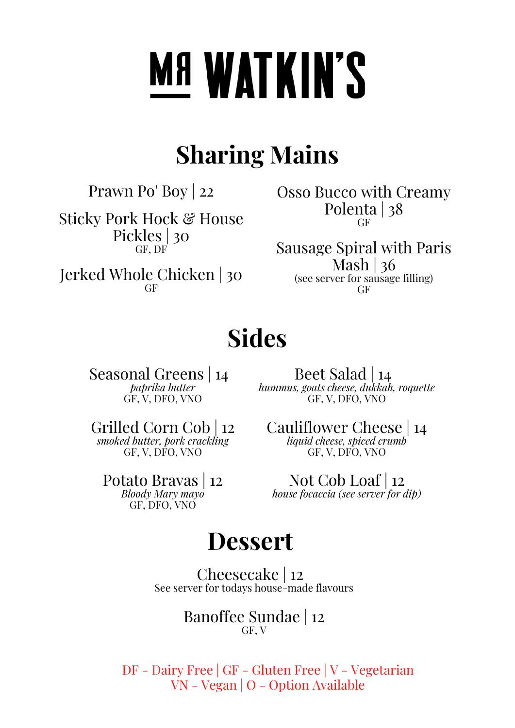# MR WATKIN'S

## Sharing Mains

Prawn Po' Boy | 22

Sticky Pork Hock & House Pickles | 30
GF, DF

Jerked Whole Chicken | 30
GF

Osso Bucco with Creamy Polenta | 38
GF

Sausage Spiral with Paris Mash | 36
(see server for sausage filling)
GF

## Sides

Seasonal Greens | 14
*paprika butter*
GF, V, DFO, VNO

Grilled Corn Cob | 12
*smoked butter, pork crackling*
GF, V, DFO, VNO

Potato Bravas | 12
*Bloody Mary mayo*
GF, DFO, VNO

Beet Salad | 14
*hummus, goats cheese, dukkah, roquette*
GF, V, DFO, VNO

Cauliflower Cheese | 14
*liquid cheese, spiced crumb*
GF, V, DFO, VNO

Not Cob Loaf | 12
*house focaccia (see server for dip)*

## Dessert

Cheesecake | 12
See server for todays house-made flavours

Banoffee Sundae | 12
GF, V

DF - Dairy Free | GF - Gluten Free | V - Vegetarian
VN - Vegan | O - Option Available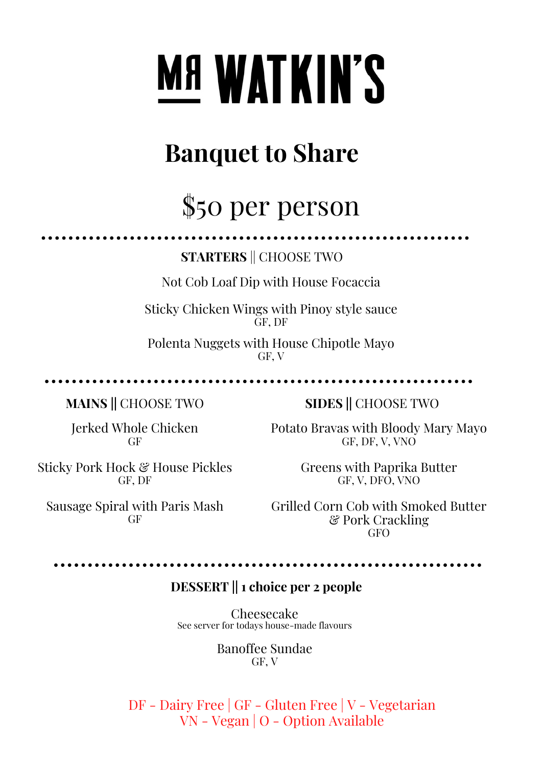# MR WATKIN'S

## Banquet to Share

## $50 per person

**STARTERS** || CHOOSE TWO

Not Cob Loaf Dip with House Focaccia

Sticky Chicken Wings with Pinoy style sauce
GF, DF

Polenta Nuggets with House Chipotle Mayo
GF, V

**MAINS ||** CHOOSE TWO

Jerked Whole Chicken
GF

Sticky Pork Hock & House Pickles
GF, DF

Sausage Spiral with Paris Mash
GF

**SIDES ||** CHOOSE TWO

Potato Bravas with Bloody Mary Mayo
GF, DF, V, VNO

Greens with Paprika Butter
GF, V, DFO, VNO

Grilled Corn Cob with Smoked Butter & Pork Crackling
GFO

**DESSERT || 1 choice per 2 people**

Cheesecake
See server for todays house-made flavours

Banoffee Sundae
GF, V

DF - Dairy Free | GF - Gluten Free | V - Vegetarian
VN - Vegan | O - Option Available